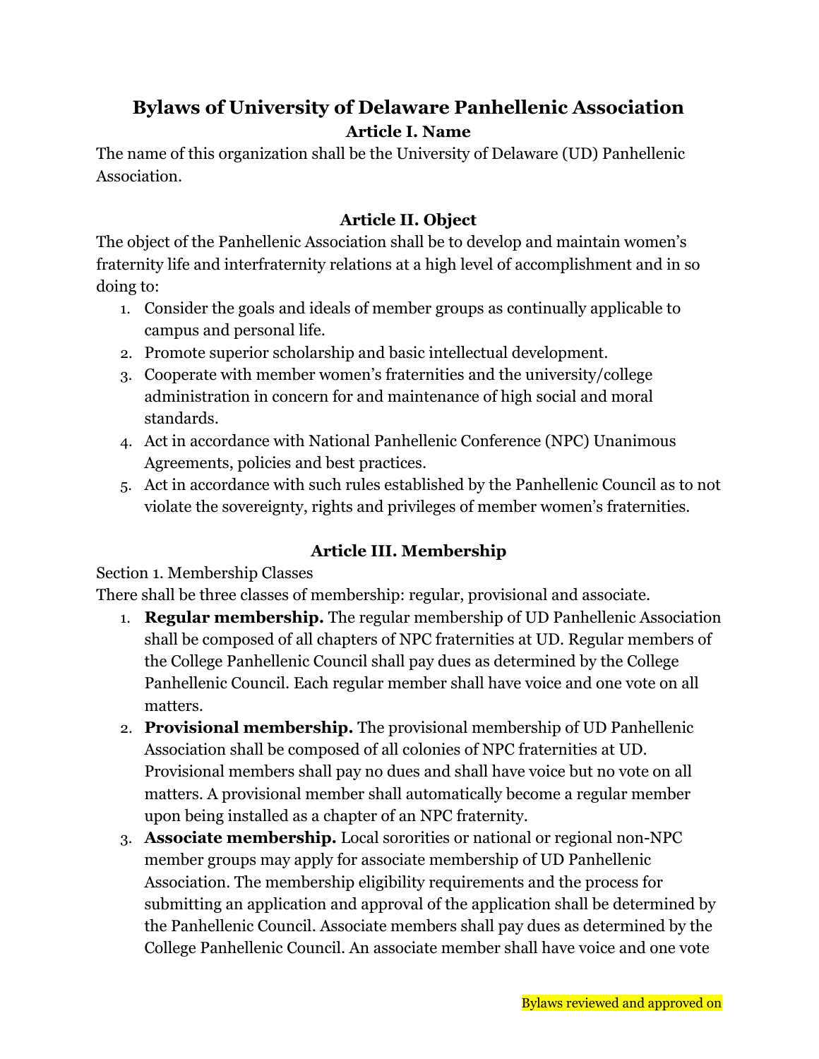# Bylaws of University of Delaware Panhellenic Association

## Article I. Name

The name of this organization shall be the University of Delaware (UD) Panhellenic Association.

## Article II. Object

The object of the Panhellenic Association shall be to develop and maintain women's fraternity life and interfraternity relations at a high level of accomplishment and in so doing to:

1. Consider the goals and ideals of member groups as continually applicable to campus and personal life.
2. Promote superior scholarship and basic intellectual development.
3. Cooperate with member women's fraternities and the university/college administration in concern for and maintenance of high social and moral standards.
4. Act in accordance with National Panhellenic Conference (NPC) Unanimous Agreements, policies and best practices.
5. Act in accordance with such rules established by the Panhellenic Council as to not violate the sovereignty, rights and privileges of member women's fraternities.

## Article III. Membership

Section 1. Membership Classes

There shall be three classes of membership: regular, provisional and associate.

1. **Regular membership.** The regular membership of UD Panhellenic Association shall be composed of all chapters of NPC fraternities at UD. Regular members of the College Panhellenic Council shall pay dues as determined by the College Panhellenic Council. Each regular member shall have voice and one vote on all matters.
2. **Provisional membership.** The provisional membership of UD Panhellenic Association shall be composed of all colonies of NPC fraternities at UD. Provisional members shall pay no dues and shall have voice but no vote on all matters. A provisional member shall automatically become a regular member upon being installed as a chapter of an NPC fraternity.
3. **Associate membership.** Local sororities or national or regional non-NPC member groups may apply for associate membership of UD Panhellenic Association. The membership eligibility requirements and the process for submitting an application and approval of the application shall be determined by the Panhellenic Council. Associate members shall pay dues as determined by the College Panhellenic Council. An associate member shall have voice and one vote

Bylaws reviewed and approved on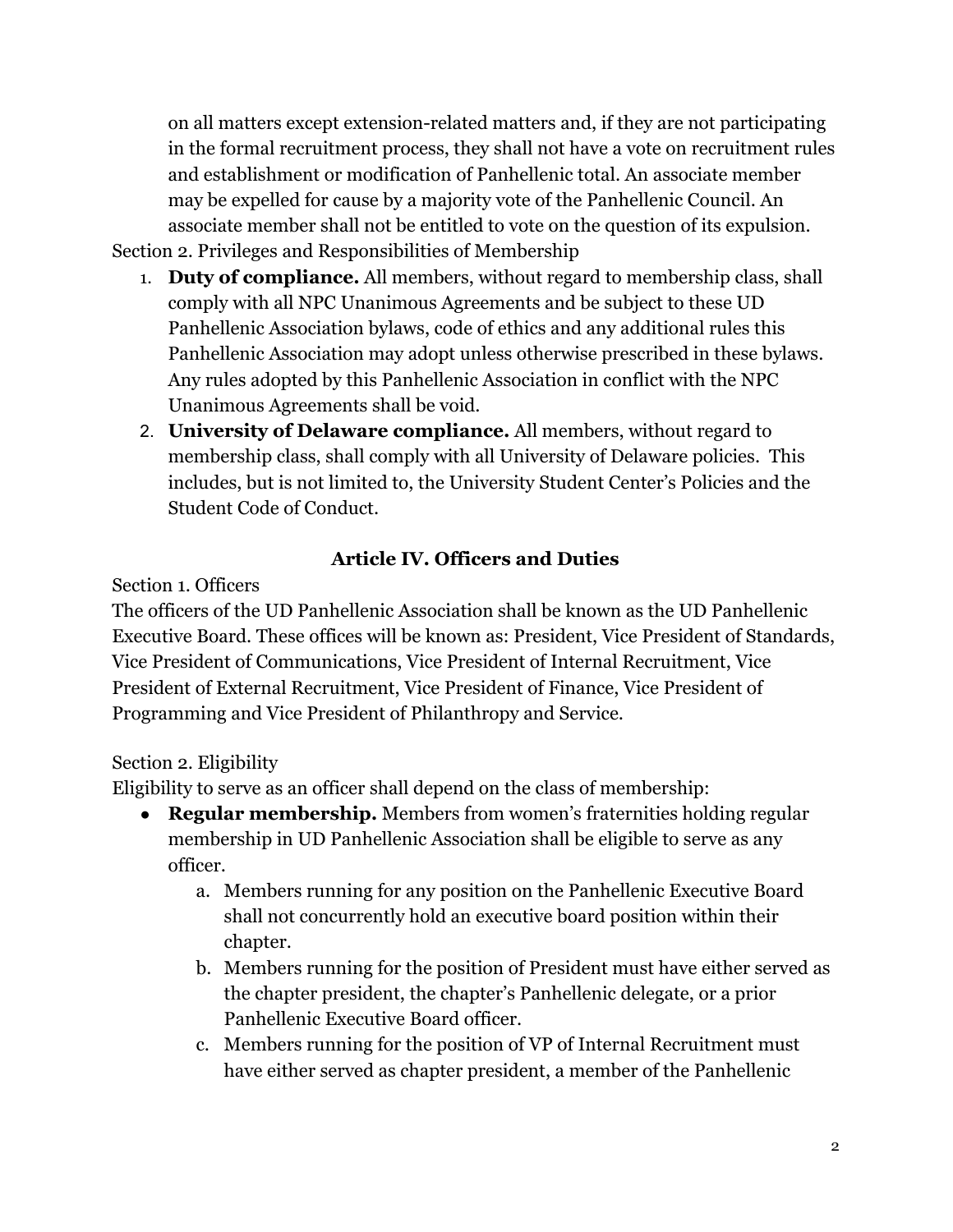on all matters except extension-related matters and, if they are not participating in the formal recruitment process, they shall not have a vote on recruitment rules and establishment or modification of Panhellenic total. An associate member may be expelled for cause by a majority vote of the Panhellenic Council. An associate member shall not be entitled to vote on the question of its expulsion.

Section 2. Privileges and Responsibilities of Membership

1. **Duty of compliance.** All members, without regard to membership class, shall comply with all NPC Unanimous Agreements and be subject to these UD Panhellenic Association bylaws, code of ethics and any additional rules this Panhellenic Association may adopt unless otherwise prescribed in these bylaws. Any rules adopted by this Panhellenic Association in conflict with the NPC Unanimous Agreements shall be void.
2. **University of Delaware compliance.** All members, without regard to membership class, shall comply with all University of Delaware policies. This includes, but is not limited to, the University Student Center's Policies and the Student Code of Conduct.

## Article IV. Officers and Duties

Section 1. Officers

The officers of the UD Panhellenic Association shall be known as the UD Panhellenic Executive Board. These offices will be known as: President, Vice President of Standards, Vice President of Communications, Vice President of Internal Recruitment, Vice President of External Recruitment, Vice President of Finance, Vice President of Programming and Vice President of Philanthropy and Service.

Section 2. Eligibility

Eligibility to serve as an officer shall depend on the class of membership:

- **Regular membership.** Members from women's fraternities holding regular membership in UD Panhellenic Association shall be eligible to serve as any officer.
    a. Members running for any position on the Panhellenic Executive Board shall not concurrently hold an executive board position within their chapter.
    b. Members running for the position of President must have either served as the chapter president, the chapter's Panhellenic delegate, or a prior Panhellenic Executive Board officer.
    c. Members running for the position of VP of Internal Recruitment must have either served as chapter president, a member of the Panhellenic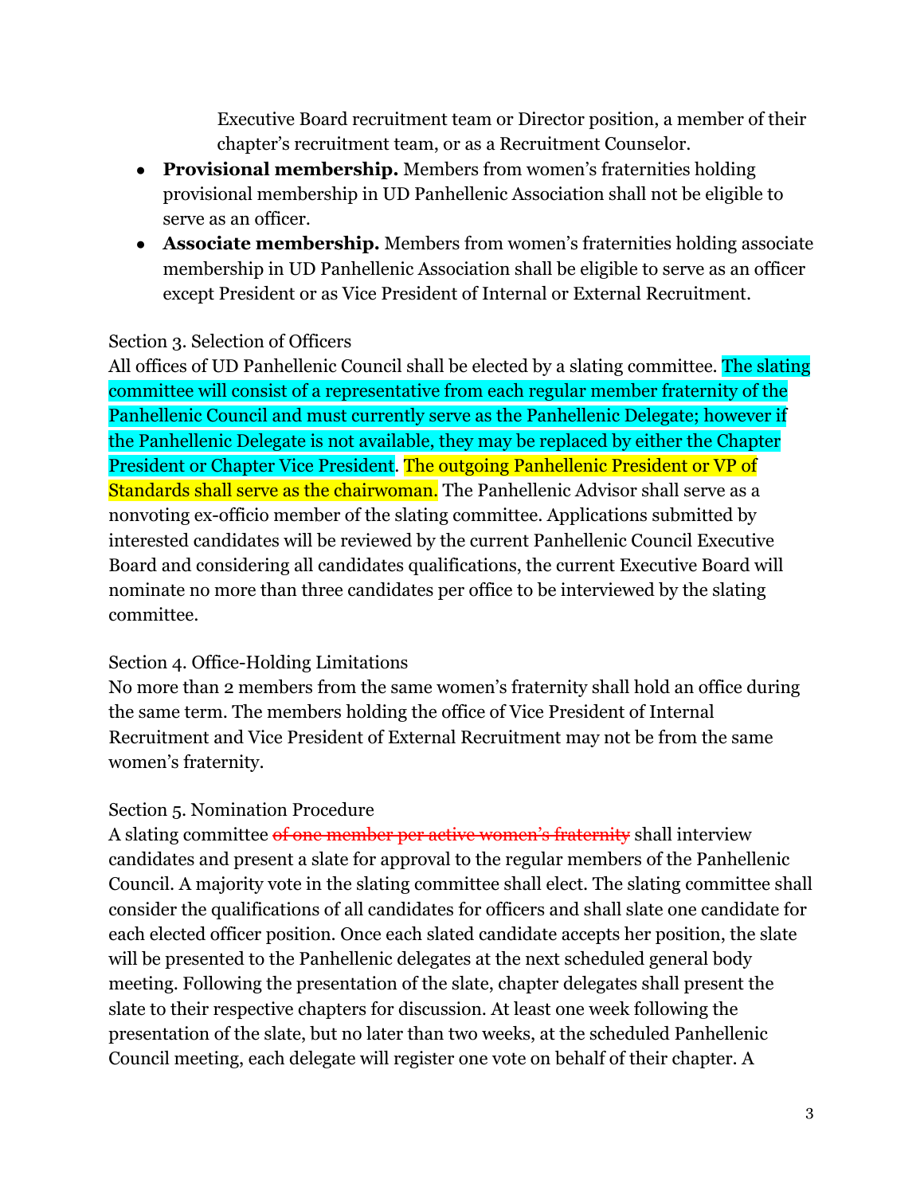Executive Board recruitment team or Director position, a member of their chapter's recruitment team, or as a Recruitment Counselor.

- **Provisional membership.** Members from women's fraternities holding provisional membership in UD Panhellenic Association shall not be eligible to serve as an officer.
- **Associate membership.** Members from women's fraternities holding associate membership in UD Panhellenic Association shall be eligible to serve as an officer except President or as Vice President of Internal or External Recruitment.

Section 3. Selection of Officers

All offices of UD Panhellenic Council shall be elected by a slating committee. The slating committee will consist of a representative from each regular member fraternity of the Panhellenic Council and must currently serve as the Panhellenic Delegate; however if the Panhellenic Delegate is not available, they may be replaced by either the Chapter President or Chapter Vice President. The outgoing Panhellenic President or VP of Standards shall serve as the chairwoman. The Panhellenic Advisor shall serve as a nonvoting ex-officio member of the slating committee. Applications submitted by interested candidates will be reviewed by the current Panhellenic Council Executive Board and considering all candidates qualifications, the current Executive Board will nominate no more than three candidates per office to be interviewed by the slating committee.

Section 4. Office-Holding Limitations

No more than 2 members from the same women's fraternity shall hold an office during the same term. The members holding the office of Vice President of Internal Recruitment and Vice President of External Recruitment may not be from the same women's fraternity.

Section 5. Nomination Procedure

A slating committee ~~of one member per active women's fraternity~~ shall interview candidates and present a slate for approval to the regular members of the Panhellenic Council. A majority vote in the slating committee shall elect. The slating committee shall consider the qualifications of all candidates for officers and shall slate one candidate for each elected officer position. Once each slated candidate accepts her position, the slate will be presented to the Panhellenic delegates at the next scheduled general body meeting. Following the presentation of the slate, chapter delegates shall present the slate to their respective chapters for discussion. At least one week following the presentation of the slate, but no later than two weeks, at the scheduled Panhellenic Council meeting, each delegate will register one vote on behalf of their chapter. A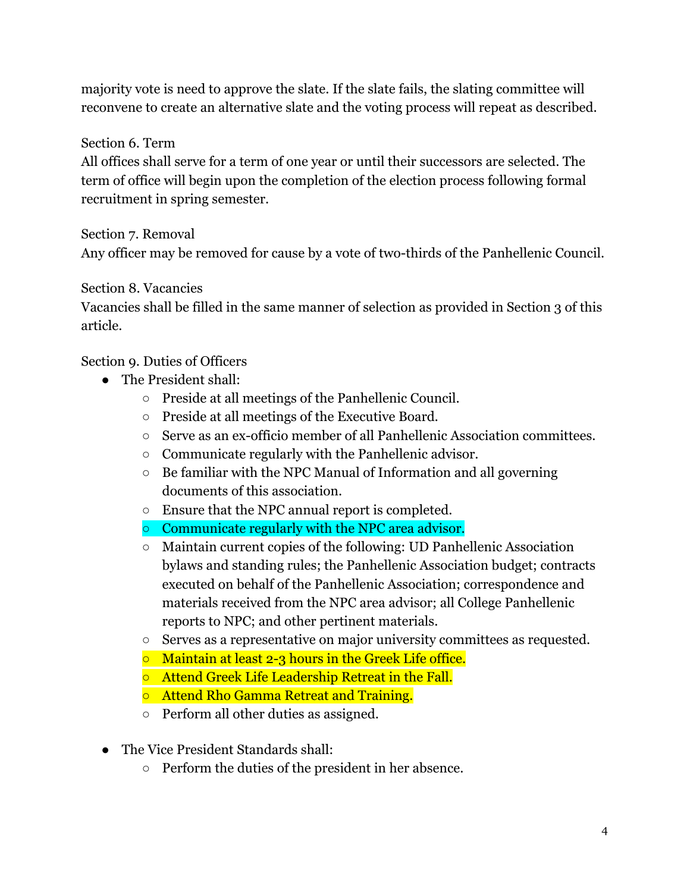majority vote is need to approve the slate. If the slate fails, the slating committee will reconvene to create an alternative slate and the voting process will repeat as described.

Section 6. Term
All offices shall serve for a term of one year or until their successors are selected. The term of office will begin upon the completion of the election process following formal recruitment in spring semester.

Section 7. Removal
Any officer may be removed for cause by a vote of two-thirds of the Panhellenic Council.

Section 8. Vacancies
Vacancies shall be filled in the same manner of selection as provided in Section 3 of this article.

Section 9. Duties of Officers

- The President shall:
    - Preside at all meetings of the Panhellenic Council.
    - Preside at all meetings of the Executive Board.
    - Serve as an ex-officio member of all Panhellenic Association committees.
    - Communicate regularly with the Panhellenic advisor.
    - Be familiar with the NPC Manual of Information and all governing documents of this association.
    - Ensure that the NPC annual report is completed.
    - Communicate regularly with the NPC area advisor.
    - Maintain current copies of the following: UD Panhellenic Association bylaws and standing rules; the Panhellenic Association budget; contracts executed on behalf of the Panhellenic Association; correspondence and materials received from the NPC area advisor; all College Panhellenic reports to NPC; and other pertinent materials.
    - Serves as a representative on major university committees as requested.
    - Maintain at least 2-3 hours in the Greek Life office.
    - Attend Greek Life Leadership Retreat in the Fall.
    - Attend Rho Gamma Retreat and Training.
    - Perform all other duties as assigned.

- The Vice President Standards shall:
    - Perform the duties of the president in her absence.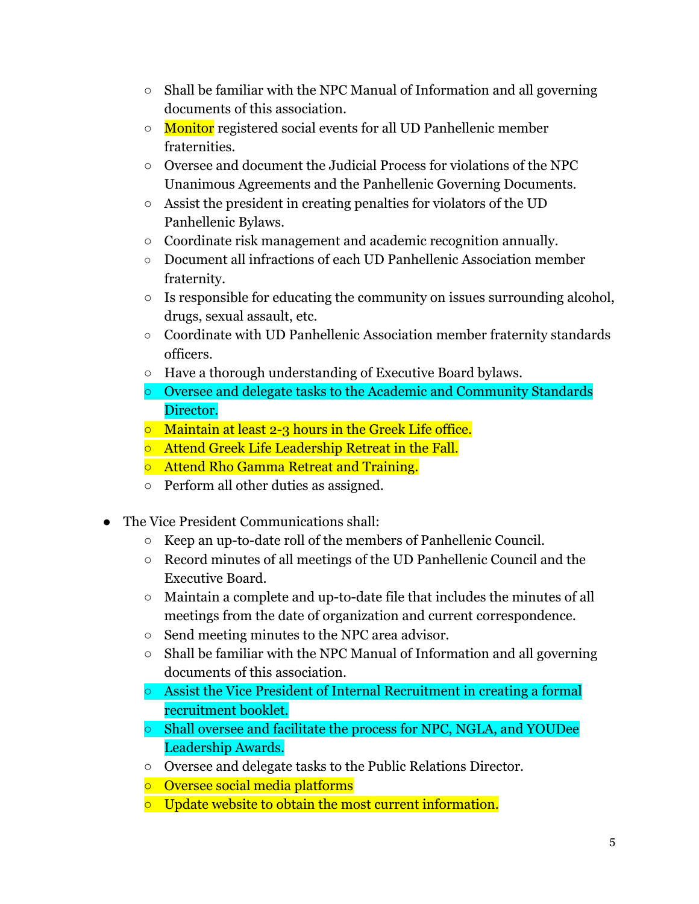- Shall be familiar with the NPC Manual of Information and all governing documents of this association.
  - Monitor registered social events for all UD Panhellenic member fraternities.
  - Oversee and document the Judicial Process for violations of the NPC Unanimous Agreements and the Panhellenic Governing Documents.
  - Assist the president in creating penalties for violators of the UD Panhellenic Bylaws.
  - Coordinate risk management and academic recognition annually.
  - Document all infractions of each UD Panhellenic Association member fraternity.
  - Is responsible for educating the community on issues surrounding alcohol, drugs, sexual assault, etc.
  - Coordinate with UD Panhellenic Association member fraternity standards officers.
  - Have a thorough understanding of Executive Board bylaws.
  - Oversee and delegate tasks to the Academic and Community Standards Director.
  - Maintain at least 2-3 hours in the Greek Life office.
  - Attend Greek Life Leadership Retreat in the Fall.
  - Attend Rho Gamma Retreat and Training.
  - Perform all other duties as assigned.

- The Vice President Communications shall:
  - Keep an up-to-date roll of the members of Panhellenic Council.
  - Record minutes of all meetings of the UD Panhellenic Council and the Executive Board.
  - Maintain a complete and up-to-date file that includes the minutes of all meetings from the date of organization and current correspondence.
  - Send meeting minutes to the NPC area advisor.
  - Shall be familiar with the NPC Manual of Information and all governing documents of this association.
  - Assist the Vice President of Internal Recruitment in creating a formal recruitment booklet.
  - Shall oversee and facilitate the process for NPC, NGLA, and YOUDee Leadership Awards.
  - Oversee and delegate tasks to the Public Relations Director.
  - Oversee social media platforms
  - Update website to obtain the most current information.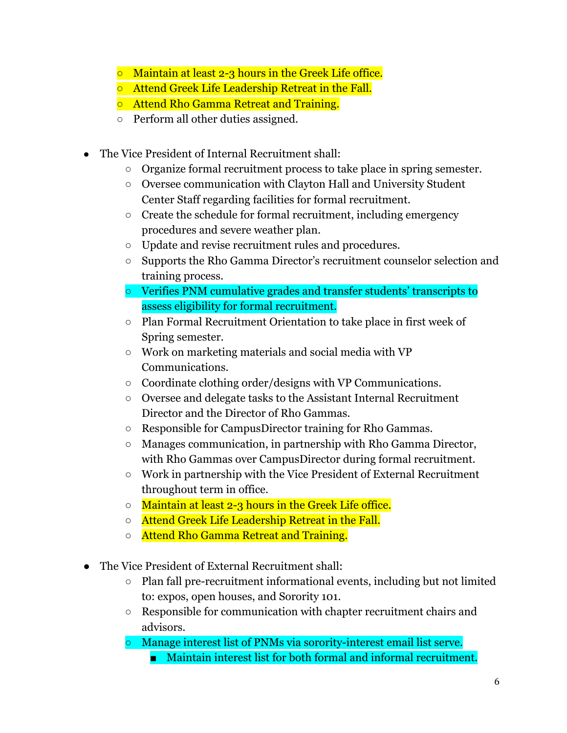- Maintain at least 2-3 hours in the Greek Life office.
- Attend Greek Life Leadership Retreat in the Fall.
- Attend Rho Gamma Retreat and Training.
- Perform all other duties assigned.

- The Vice President of Internal Recruitment shall:
  - Organize formal recruitment process to take place in spring semester.
  - Oversee communication with Clayton Hall and University Student Center Staff regarding facilities for formal recruitment.
  - Create the schedule for formal recruitment, including emergency procedures and severe weather plan.
  - Update and revise recruitment rules and procedures.
  - Supports the Rho Gamma Director's recruitment counselor selection and training process.
  - Verifies PNM cumulative grades and transfer students' transcripts to assess eligibility for formal recruitment.
  - Plan Formal Recruitment Orientation to take place in first week of Spring semester.
  - Work on marketing materials and social media with VP Communications.
  - Coordinate clothing order/designs with VP Communications.
  - Oversee and delegate tasks to the Assistant Internal Recruitment Director and the Director of Rho Gammas.
  - Responsible for CampusDirector training for Rho Gammas.
  - Manages communication, in partnership with Rho Gamma Director, with Rho Gammas over CampusDirector during formal recruitment.
  - Work in partnership with the Vice President of External Recruitment throughout term in office.
  - Maintain at least 2-3 hours in the Greek Life office.
  - Attend Greek Life Leadership Retreat in the Fall.
  - Attend Rho Gamma Retreat and Training.

- The Vice President of External Recruitment shall:
  - Plan fall pre-recruitment informational events, including but not limited to: expos, open houses, and Sorority 101.
  - Responsible for communication with chapter recruitment chairs and advisors.
  - Manage interest list of PNMs via sorority-interest email list serve.
    - Maintain interest list for both formal and informal recruitment.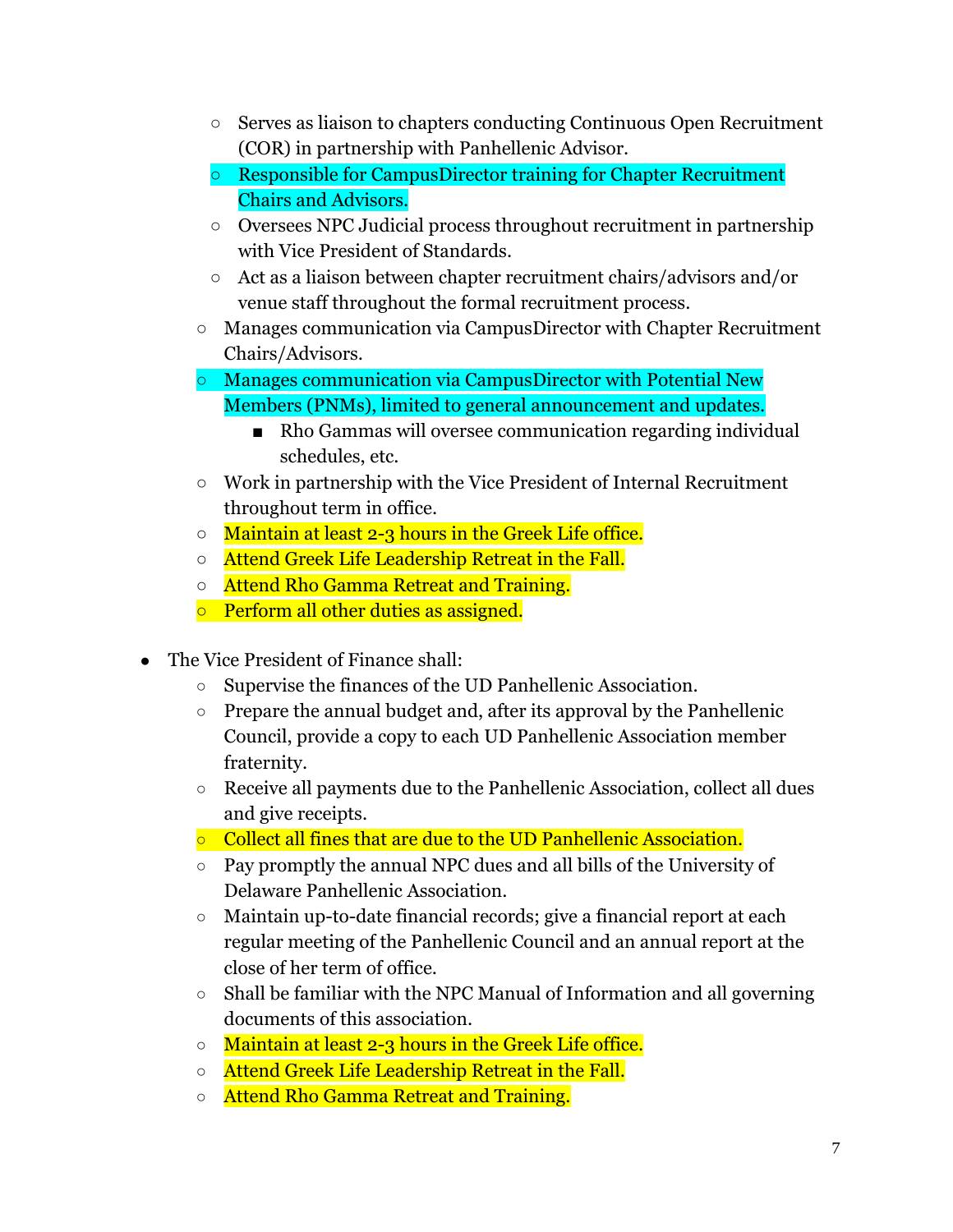- Serves as liaison to chapters conducting Continuous Open Recruitment (COR) in partnership with Panhellenic Advisor.
    - Responsible for CampusDirector training for Chapter Recruitment Chairs and Advisors.
    - Oversees NPC Judicial process throughout recruitment in partnership with Vice President of Standards.
    - Act as a liaison between chapter recruitment chairs/advisors and/or venue staff throughout the formal recruitment process.
  - Manages communication via CampusDirector with Chapter Recruitment Chairs/Advisors.
  - Manages communication via CampusDirector with Potential New Members (PNMs), limited to general announcement and updates.
    - Rho Gammas will oversee communication regarding individual schedules, etc.
  - Work in partnership with the Vice President of Internal Recruitment throughout term in office.
  - Maintain at least 2-3 hours in the Greek Life office.
  - Attend Greek Life Leadership Retreat in the Fall.
  - Attend Rho Gamma Retreat and Training.
  - Perform all other duties as assigned.

- The Vice President of Finance shall:
  - Supervise the finances of the UD Panhellenic Association.
  - Prepare the annual budget and, after its approval by the Panhellenic Council, provide a copy to each UD Panhellenic Association member fraternity.
  - Receive all payments due to the Panhellenic Association, collect all dues and give receipts.
  - Collect all fines that are due to the UD Panhellenic Association.
  - Pay promptly the annual NPC dues and all bills of the University of Delaware Panhellenic Association.
  - Maintain up-to-date financial records; give a financial report at each regular meeting of the Panhellenic Council and an annual report at the close of her term of office.
  - Shall be familiar with the NPC Manual of Information and all governing documents of this association.
  - Maintain at least 2-3 hours in the Greek Life office.
  - Attend Greek Life Leadership Retreat in the Fall.
  - Attend Rho Gamma Retreat and Training.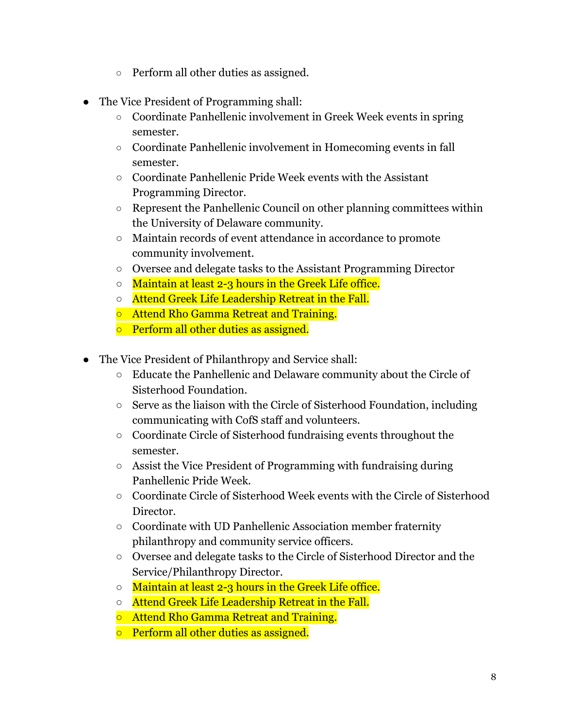- Perform all other duties as assigned.

- The Vice President of Programming shall:
  - Coordinate Panhellenic involvement in Greek Week events in spring semester.
  - Coordinate Panhellenic involvement in Homecoming events in fall semester.
  - Coordinate Panhellenic Pride Week events with the Assistant Programming Director.
  - Represent the Panhellenic Council on other planning committees within the University of Delaware community.
  - Maintain records of event attendance in accordance to promote community involvement.
  - Oversee and delegate tasks to the Assistant Programming Director
  - Maintain at least 2-3 hours in the Greek Life office.
  - Attend Greek Life Leadership Retreat in the Fall.
  - Attend Rho Gamma Retreat and Training.
  - Perform all other duties as assigned.

- The Vice President of Philanthropy and Service shall:
  - Educate the Panhellenic and Delaware community about the Circle of Sisterhood Foundation.
  - Serve as the liaison with the Circle of Sisterhood Foundation, including communicating with CofS staff and volunteers.
  - Coordinate Circle of Sisterhood fundraising events throughout the semester.
  - Assist the Vice President of Programming with fundraising during Panhellenic Pride Week.
  - Coordinate Circle of Sisterhood Week events with the Circle of Sisterhood Director.
  - Coordinate with UD Panhellenic Association member fraternity philanthropy and community service officers.
  - Oversee and delegate tasks to the Circle of Sisterhood Director and the Service/Philanthropy Director.
  - Maintain at least 2-3 hours in the Greek Life office.
  - Attend Greek Life Leadership Retreat in the Fall.
  - Attend Rho Gamma Retreat and Training.
  - Perform all other duties as assigned.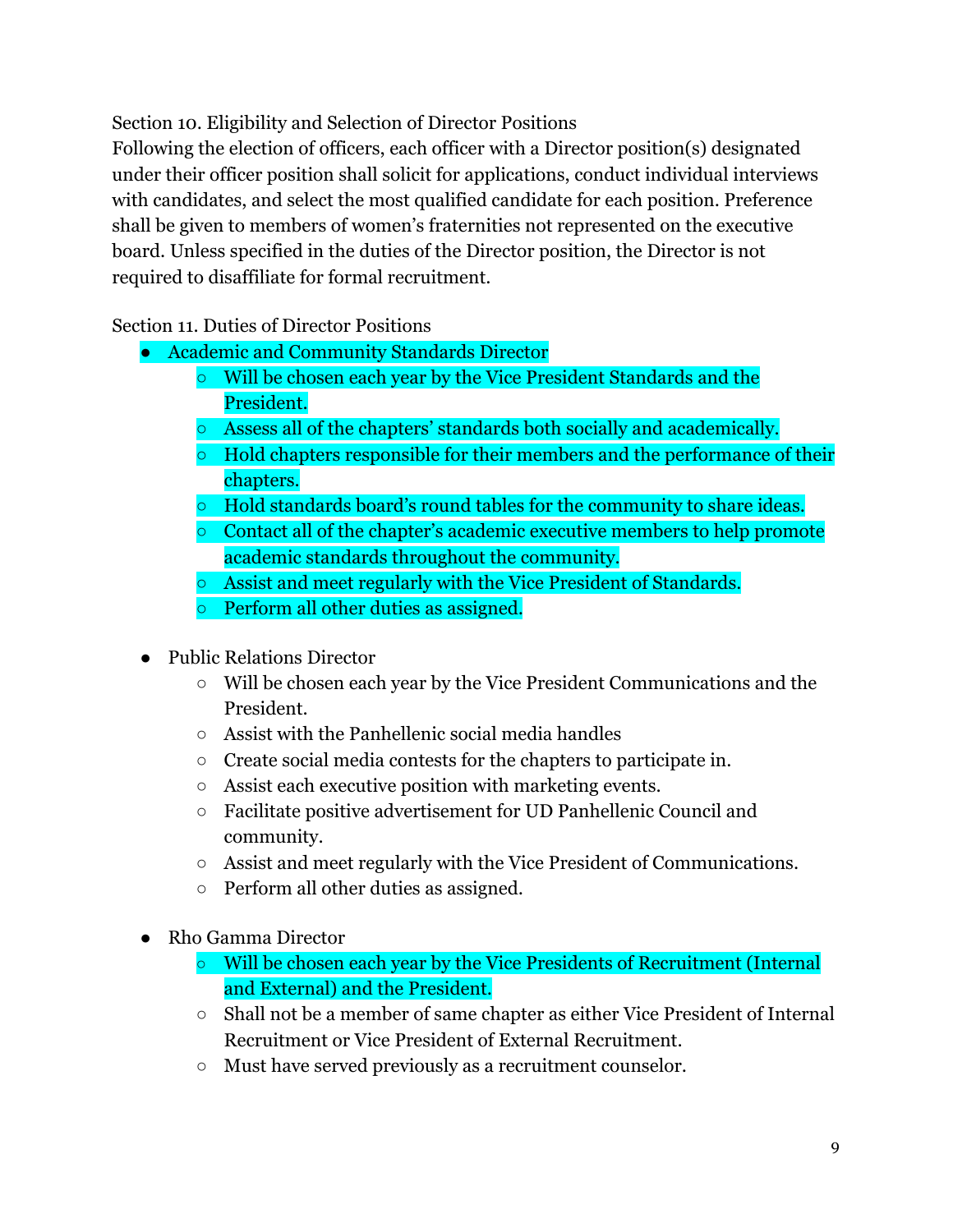Section 10. Eligibility and Selection of Director Positions

Following the election of officers, each officer with a Director position(s) designated under their officer position shall solicit for applications, conduct individual interviews with candidates, and select the most qualified candidate for each position. Preference shall be given to members of women's fraternities not represented on the executive board. Unless specified in the duties of the Director position, the Director is not required to disaffiliate for formal recruitment.

Section 11. Duties of Director Positions

- Academic and Community Standards Director
    - Will be chosen each year by the Vice President Standards and the President.
    - Assess all of the chapters' standards both socially and academically.
    - Hold chapters responsible for their members and the performance of their chapters.
    - Hold standards board's round tables for the community to share ideas.
    - Contact all of the chapter's academic executive members to help promote academic standards throughout the community.
    - Assist and meet regularly with the Vice President of Standards.
    - Perform all other duties as assigned.

- Public Relations Director
    - Will be chosen each year by the Vice President Communications and the President.
    - Assist with the Panhellenic social media handles
    - Create social media contests for the chapters to participate in.
    - Assist each executive position with marketing events.
    - Facilitate positive advertisement for UD Panhellenic Council and community.
    - Assist and meet regularly with the Vice President of Communications.
    - Perform all other duties as assigned.

- Rho Gamma Director
    - Will be chosen each year by the Vice Presidents of Recruitment (Internal and External) and the President.
    - Shall not be a member of same chapter as either Vice President of Internal Recruitment or Vice President of External Recruitment.
    - Must have served previously as a recruitment counselor.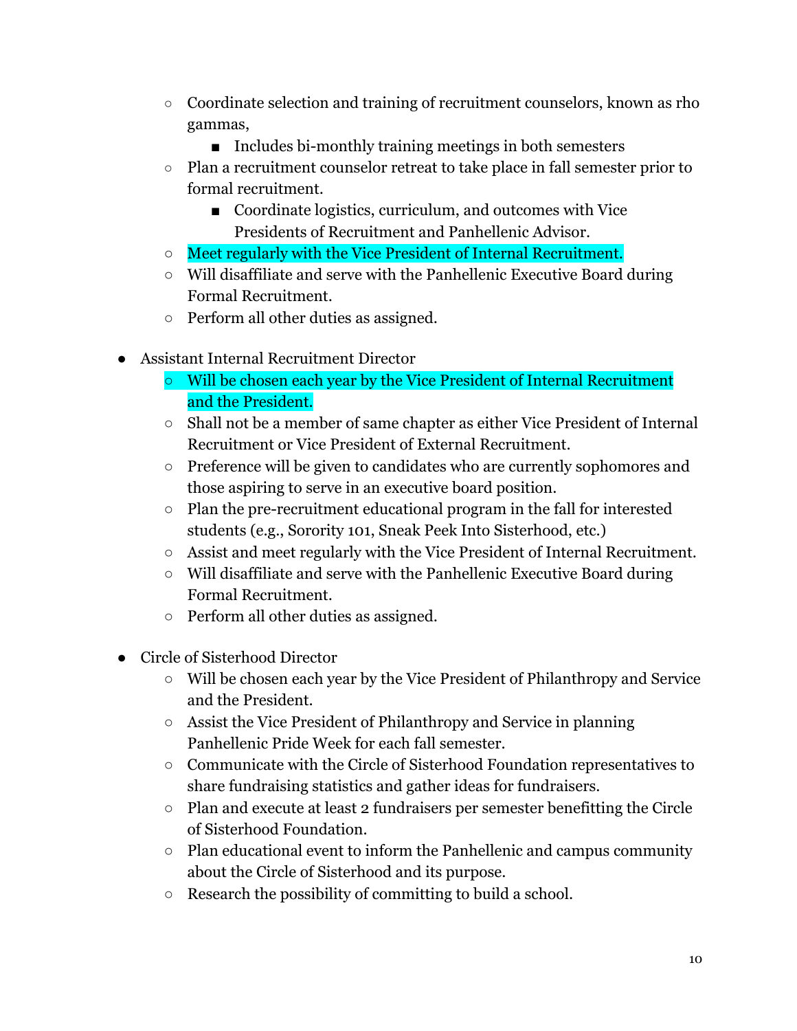- Coordinate selection and training of recruitment counselors, known as rho gammas,
    - Includes bi-monthly training meetings in both semesters
- Plan a recruitment counselor retreat to take place in fall semester prior to formal recruitment.
    - Coordinate logistics, curriculum, and outcomes with Vice Presidents of Recruitment and Panhellenic Advisor.
- Meet regularly with the Vice President of Internal Recruitment.
- Will disaffiliate and serve with the Panhellenic Executive Board during Formal Recruitment.
- Perform all other duties as assigned.

- Assistant Internal Recruitment Director
    - Will be chosen each year by the Vice President of Internal Recruitment and the President.
    - Shall not be a member of same chapter as either Vice President of Internal Recruitment or Vice President of External Recruitment.
    - Preference will be given to candidates who are currently sophomores and those aspiring to serve in an executive board position.
    - Plan the pre-recruitment educational program in the fall for interested students (e.g., Sorority 101, Sneak Peek Into Sisterhood, etc.)
    - Assist and meet regularly with the Vice President of Internal Recruitment.
    - Will disaffiliate and serve with the Panhellenic Executive Board during Formal Recruitment.
    - Perform all other duties as assigned.

- Circle of Sisterhood Director
    - Will be chosen each year by the Vice President of Philanthropy and Service and the President.
    - Assist the Vice President of Philanthropy and Service in planning Panhellenic Pride Week for each fall semester.
    - Communicate with the Circle of Sisterhood Foundation representatives to share fundraising statistics and gather ideas for fundraisers.
    - Plan and execute at least 2 fundraisers per semester benefitting the Circle of Sisterhood Foundation.
    - Plan educational event to inform the Panhellenic and campus community about the Circle of Sisterhood and its purpose.
    - Research the possibility of committing to build a school.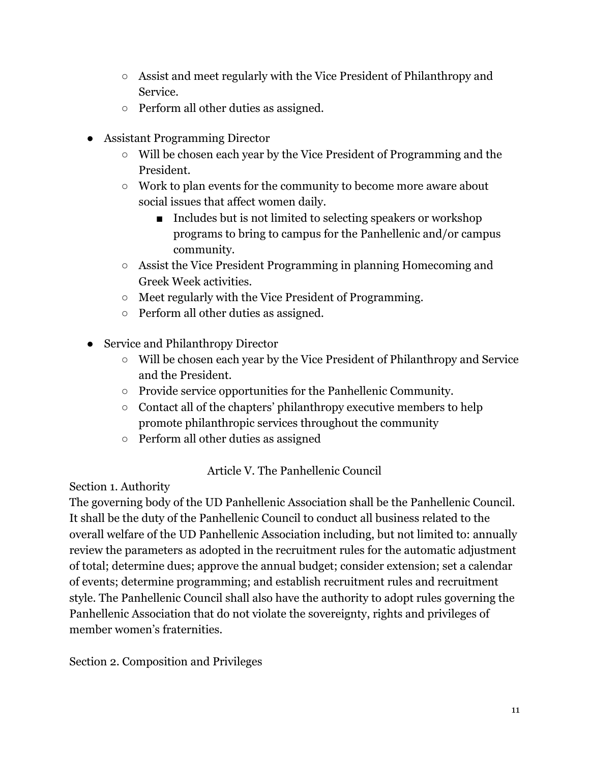- Assist and meet regularly with the Vice President of Philanthropy and Service.
- Perform all other duties as assigned.

- Assistant Programming Director
  - Will be chosen each year by the Vice President of Programming and the President.
  - Work to plan events for the community to become more aware about social issues that affect women daily.
    - Includes but is not limited to selecting speakers or workshop programs to bring to campus for the Panhellenic and/or campus community.
  - Assist the Vice President Programming in planning Homecoming and Greek Week activities.
  - Meet regularly with the Vice President of Programming.
  - Perform all other duties as assigned.

- Service and Philanthropy Director
  - Will be chosen each year by the Vice President of Philanthropy and Service and the President.
  - Provide service opportunities for the Panhellenic Community.
  - Contact all of the chapters' philanthropy executive members to help promote philanthropic services throughout the community
  - Perform all other duties as assigned

## Article V. The Panhellenic Council

### Section 1. Authority

The governing body of the UD Panhellenic Association shall be the Panhellenic Council. It shall be the duty of the Panhellenic Council to conduct all business related to the overall welfare of the UD Panhellenic Association including, but not limited to: annually review the parameters as adopted in the recruitment rules for the automatic adjustment of total; determine dues; approve the annual budget; consider extension; set a calendar of events; determine programming; and establish recruitment rules and recruitment style. The Panhellenic Council shall also have the authority to adopt rules governing the Panhellenic Association that do not violate the sovereignty, rights and privileges of member women's fraternities.

### Section 2. Composition and Privileges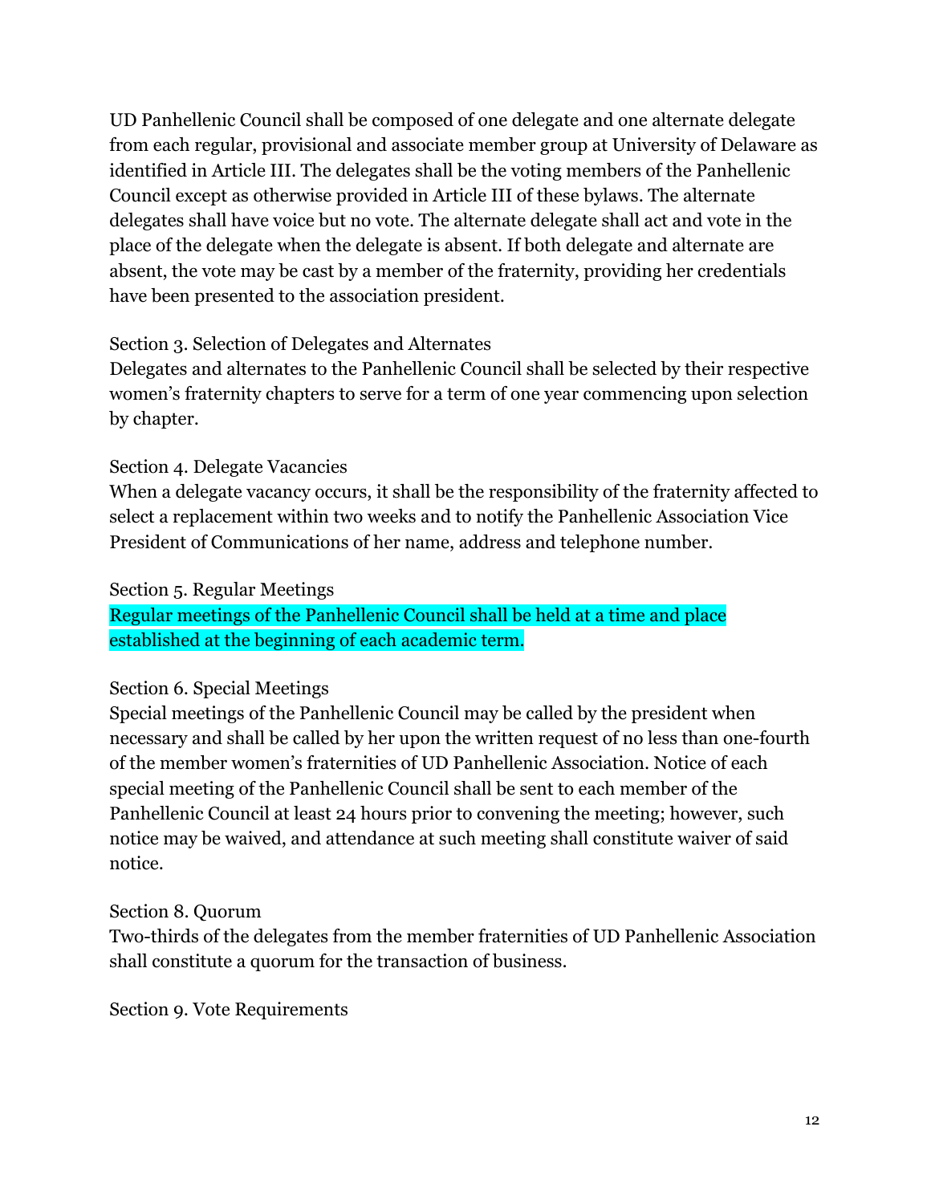UD Panhellenic Council shall be composed of one delegate and one alternate delegate from each regular, provisional and associate member group at University of Delaware as identified in Article III. The delegates shall be the voting members of the Panhellenic Council except as otherwise provided in Article III of these bylaws. The alternate delegates shall have voice but no vote. The alternate delegate shall act and vote in the place of the delegate when the delegate is absent. If both delegate and alternate are absent, the vote may be cast by a member of the fraternity, providing her credentials have been presented to the association president.

Section 3. Selection of Delegates and Alternates
Delegates and alternates to the Panhellenic Council shall be selected by their respective women's fraternity chapters to serve for a term of one year commencing upon selection by chapter.

Section 4. Delegate Vacancies
When a delegate vacancy occurs, it shall be the responsibility of the fraternity affected to select a replacement within two weeks and to notify the Panhellenic Association Vice President of Communications of her name, address and telephone number.

Section 5. Regular Meetings
Regular meetings of the Panhellenic Council shall be held at a time and place established at the beginning of each academic term.

Section 6. Special Meetings
Special meetings of the Panhellenic Council may be called by the president when necessary and shall be called by her upon the written request of no less than one-fourth of the member women's fraternities of UD Panhellenic Association. Notice of each special meeting of the Panhellenic Council shall be sent to each member of the Panhellenic Council at least 24 hours prior to convening the meeting; however, such notice may be waived, and attendance at such meeting shall constitute waiver of said notice.

Section 8. Quorum
Two-thirds of the delegates from the member fraternities of UD Panhellenic Association shall constitute a quorum for the transaction of business.

Section 9. Vote Requirements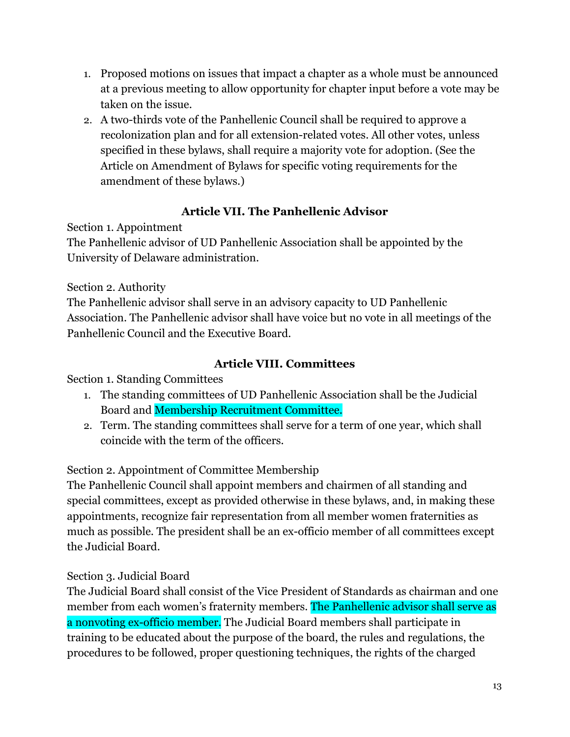1. Proposed motions on issues that impact a chapter as a whole must be announced at a previous meeting to allow opportunity for chapter input before a vote may be taken on the issue.
2. A two-thirds vote of the Panhellenic Council shall be required to approve a recolonization plan and for all extension-related votes. All other votes, unless specified in these bylaws, shall require a majority vote for adoption. (See the Article on Amendment of Bylaws for specific voting requirements for the amendment of these bylaws.)

## Article VII. The Panhellenic Advisor

Section 1. Appointment

The Panhellenic advisor of UD Panhellenic Association shall be appointed by the University of Delaware administration.

Section 2. Authority

The Panhellenic advisor shall serve in an advisory capacity to UD Panhellenic Association. The Panhellenic advisor shall have voice but no vote in all meetings of the Panhellenic Council and the Executive Board.

## Article VIII. Committees

Section 1. Standing Committees

1. The standing committees of UD Panhellenic Association shall be the Judicial Board and Membership Recruitment Committee.
2. Term. The standing committees shall serve for a term of one year, which shall coincide with the term of the officers.

Section 2. Appointment of Committee Membership

The Panhellenic Council shall appoint members and chairmen of all standing and special committees, except as provided otherwise in these bylaws, and, in making these appointments, recognize fair representation from all member women fraternities as much as possible. The president shall be an ex-officio member of all committees except the Judicial Board.

Section 3. Judicial Board

The Judicial Board shall consist of the Vice President of Standards as chairman and one member from each women's fraternity members. The Panhellenic advisor shall serve as a nonvoting ex-officio member. The Judicial Board members shall participate in training to be educated about the purpose of the board, the rules and regulations, the procedures to be followed, proper questioning techniques, the rights of the charged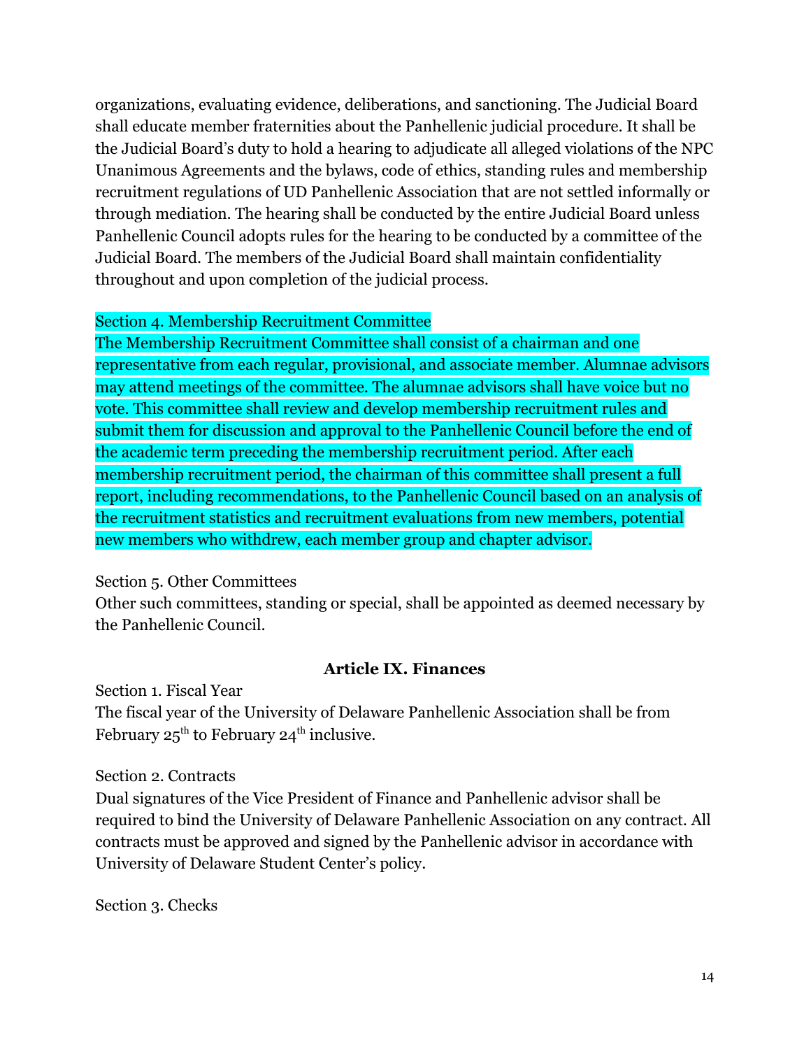organizations, evaluating evidence, deliberations, and sanctioning. The Judicial Board shall educate member fraternities about the Panhellenic judicial procedure. It shall be the Judicial Board's duty to hold a hearing to adjudicate all alleged violations of the NPC Unanimous Agreements and the bylaws, code of ethics, standing rules and membership recruitment regulations of UD Panhellenic Association that are not settled informally or through mediation. The hearing shall be conducted by the entire Judicial Board unless Panhellenic Council adopts rules for the hearing to be conducted by a committee of the Judicial Board. The members of the Judicial Board shall maintain confidentiality throughout and upon completion of the judicial process.

Section 4. Membership Recruitment Committee
The Membership Recruitment Committee shall consist of a chairman and one representative from each regular, provisional, and associate member. Alumnae advisors may attend meetings of the committee. The alumnae advisors shall have voice but no vote. This committee shall review and develop membership recruitment rules and submit them for discussion and approval to the Panhellenic Council before the end of the academic term preceding the membership recruitment period. After each membership recruitment period, the chairman of this committee shall present a full report, including recommendations, to the Panhellenic Council based on an analysis of the recruitment statistics and recruitment evaluations from new members, potential new members who withdrew, each member group and chapter advisor.

Section 5. Other Committees
Other such committees, standing or special, shall be appointed as deemed necessary by the Panhellenic Council.

## Article IX. Finances

Section 1. Fiscal Year
The fiscal year of the University of Delaware Panhellenic Association shall be from February 25th to February 24th inclusive.

Section 2. Contracts
Dual signatures of the Vice President of Finance and Panhellenic advisor shall be required to bind the University of Delaware Panhellenic Association on any contract. All contracts must be approved and signed by the Panhellenic advisor in accordance with University of Delaware Student Center's policy.

Section 3. Checks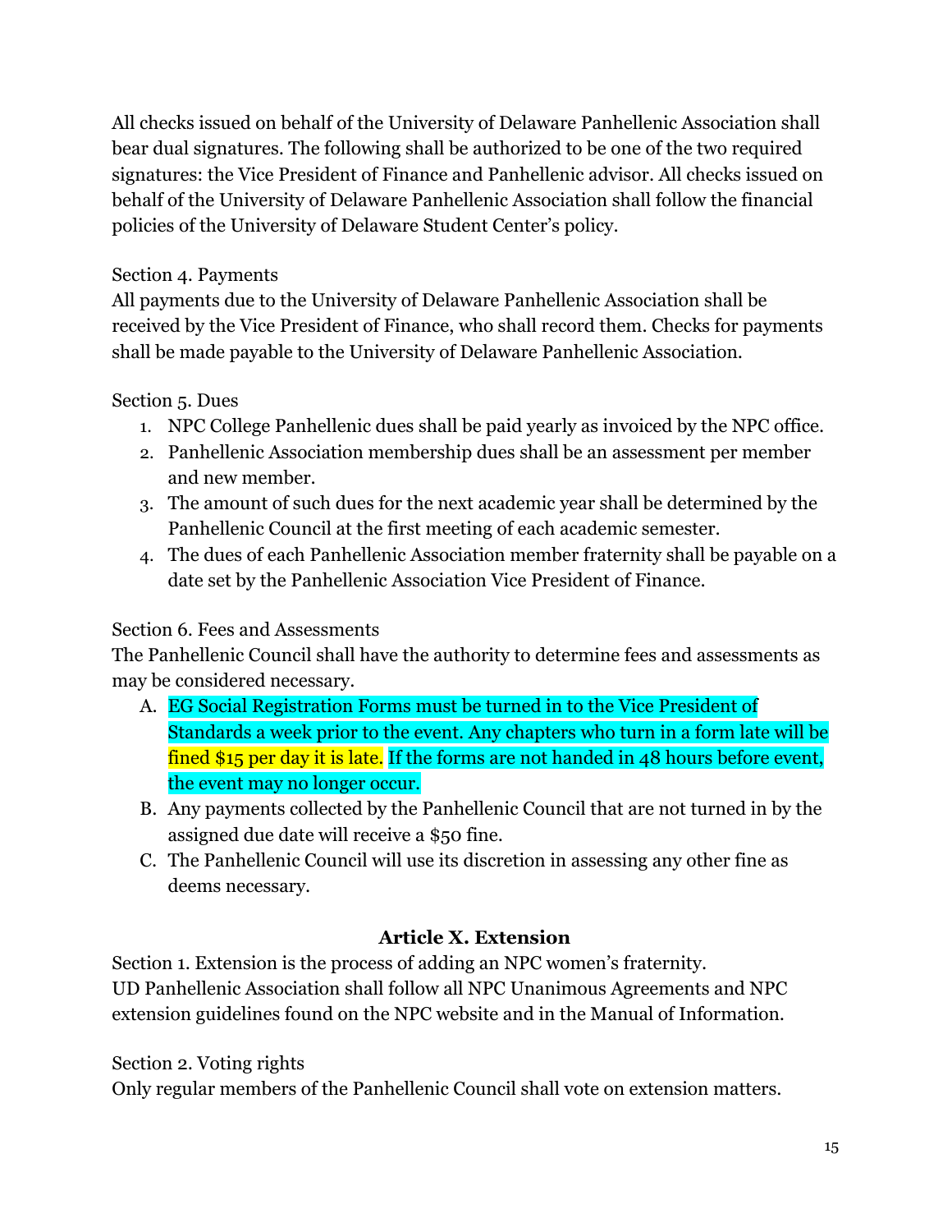All checks issued on behalf of the University of Delaware Panhellenic Association shall bear dual signatures. The following shall be authorized to be one of the two required signatures: the Vice President of Finance and Panhellenic advisor. All checks issued on behalf of the University of Delaware Panhellenic Association shall follow the financial policies of the University of Delaware Student Center's policy.

Section 4. Payments
All payments due to the University of Delaware Panhellenic Association shall be received by the Vice President of Finance, who shall record them. Checks for payments shall be made payable to the University of Delaware Panhellenic Association.

Section 5. Dues

1. NPC College Panhellenic dues shall be paid yearly as invoiced by the NPC office.
2. Panhellenic Association membership dues shall be an assessment per member and new member.
3. The amount of such dues for the next academic year shall be determined by the Panhellenic Council at the first meeting of each academic semester.
4. The dues of each Panhellenic Association member fraternity shall be payable on a date set by the Panhellenic Association Vice President of Finance.

Section 6. Fees and Assessments
The Panhellenic Council shall have the authority to determine fees and assessments as may be considered necessary.

A. EG Social Registration Forms must be turned in to the Vice President of Standards a week prior to the event. Any chapters who turn in a form late will be fined $15 per day it is late. If the forms are not handed in 48 hours before event, the event may no longer occur.
B. Any payments collected by the Panhellenic Council that are not turned in by the assigned due date will receive a $50 fine.
C. The Panhellenic Council will use its discretion in assessing any other fine as deems necessary.

### Article X. Extension

Section 1. Extension is the process of adding an NPC women's fraternity.
UD Panhellenic Association shall follow all NPC Unanimous Agreements and NPC extension guidelines found on the NPC website and in the Manual of Information.

Section 2. Voting rights
Only regular members of the Panhellenic Council shall vote on extension matters.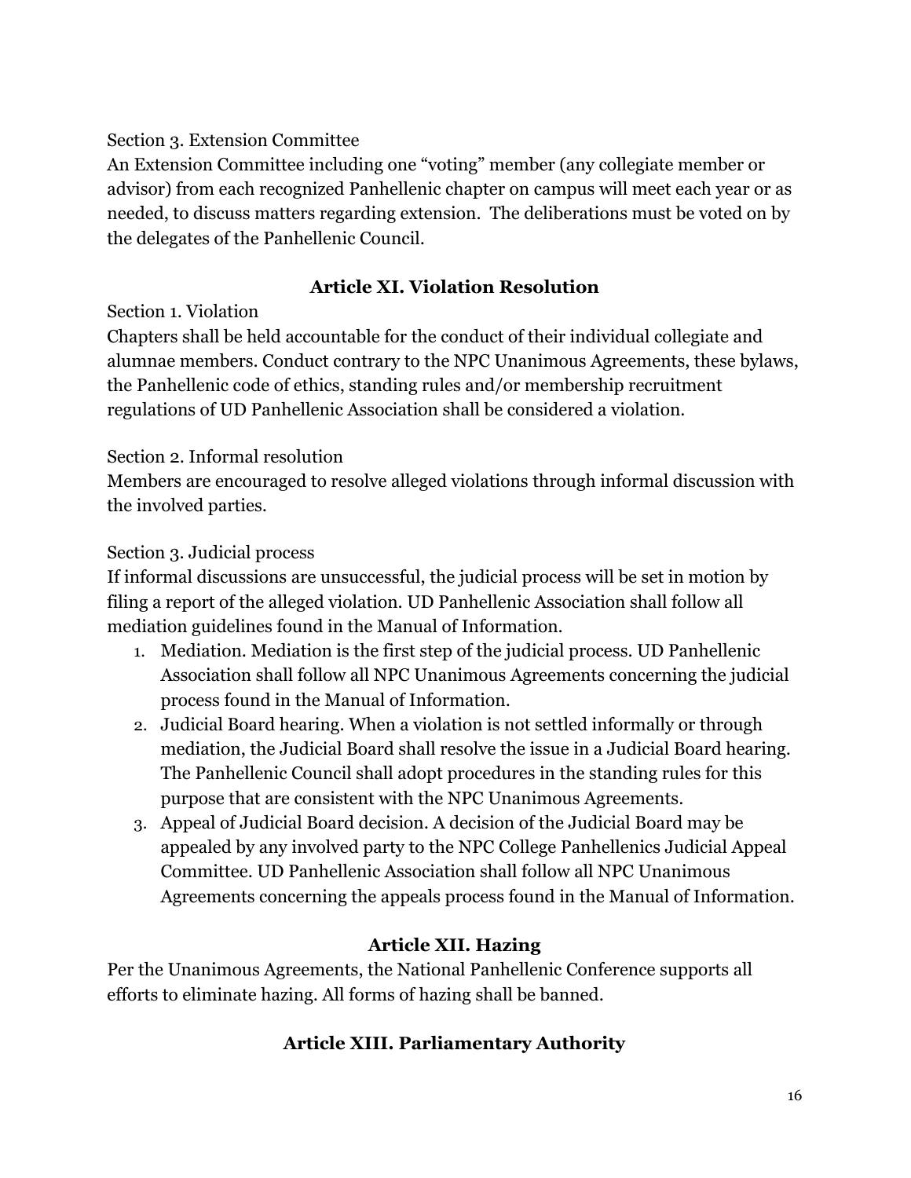Section 3. Extension Committee

An Extension Committee including one “voting” member (any collegiate member or advisor) from each recognized Panhellenic chapter on campus will meet each year or as needed, to discuss matters regarding extension. The deliberations must be voted on by the delegates of the Panhellenic Council.

## Article XI. Violation Resolution

Section 1. Violation

Chapters shall be held accountable for the conduct of their individual collegiate and alumnae members. Conduct contrary to the NPC Unanimous Agreements, these bylaws, the Panhellenic code of ethics, standing rules and/or membership recruitment regulations of UD Panhellenic Association shall be considered a violation.

Section 2. Informal resolution

Members are encouraged to resolve alleged violations through informal discussion with the involved parties.

Section 3. Judicial process

If informal discussions are unsuccessful, the judicial process will be set in motion by filing a report of the alleged violation. UD Panhellenic Association shall follow all mediation guidelines found in the Manual of Information.

1. Mediation. Mediation is the first step of the judicial process. UD Panhellenic Association shall follow all NPC Unanimous Agreements concerning the judicial process found in the Manual of Information.
2. Judicial Board hearing. When a violation is not settled informally or through mediation, the Judicial Board shall resolve the issue in a Judicial Board hearing. The Panhellenic Council shall adopt procedures in the standing rules for this purpose that are consistent with the NPC Unanimous Agreements.
3. Appeal of Judicial Board decision. A decision of the Judicial Board may be appealed by any involved party to the NPC College Panhellenics Judicial Appeal Committee. UD Panhellenic Association shall follow all NPC Unanimous Agreements concerning the appeals process found in the Manual of Information.

## Article XII. Hazing

Per the Unanimous Agreements, the National Panhellenic Conference supports all efforts to eliminate hazing. All forms of hazing shall be banned.

## Article XIII. Parliamentary Authority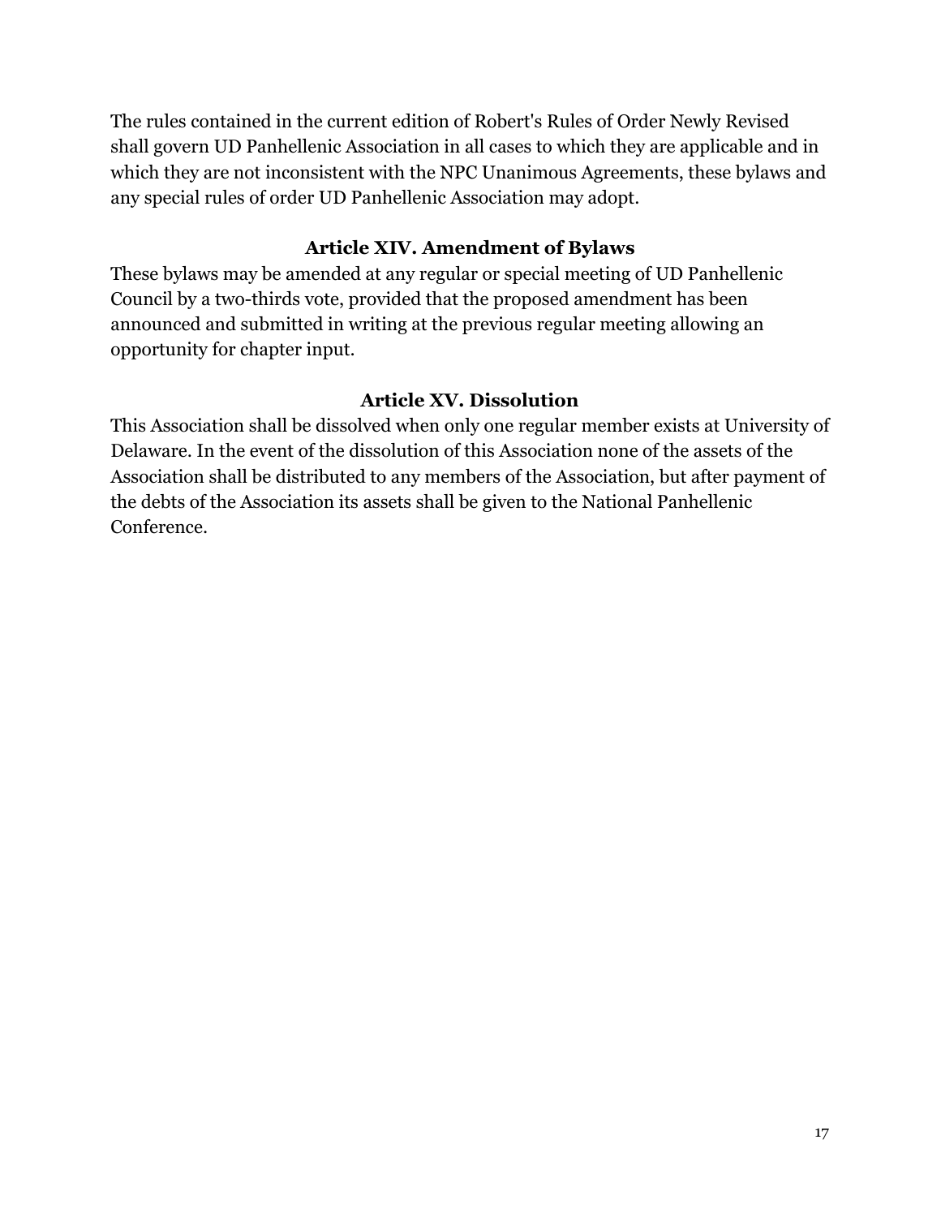The rules contained in the current edition of Robert's Rules of Order Newly Revised shall govern UD Panhellenic Association in all cases to which they are applicable and in which they are not inconsistent with the NPC Unanimous Agreements, these bylaws and any special rules of order UD Panhellenic Association may adopt.

## Article XIV. Amendment of Bylaws

These bylaws may be amended at any regular or special meeting of UD Panhellenic Council by a two-thirds vote, provided that the proposed amendment has been announced and submitted in writing at the previous regular meeting allowing an opportunity for chapter input.

## Article XV. Dissolution

This Association shall be dissolved when only one regular member exists at University of Delaware. In the event of the dissolution of this Association none of the assets of the Association shall be distributed to any members of the Association, but after payment of the debts of the Association its assets shall be given to the National Panhellenic Conference.